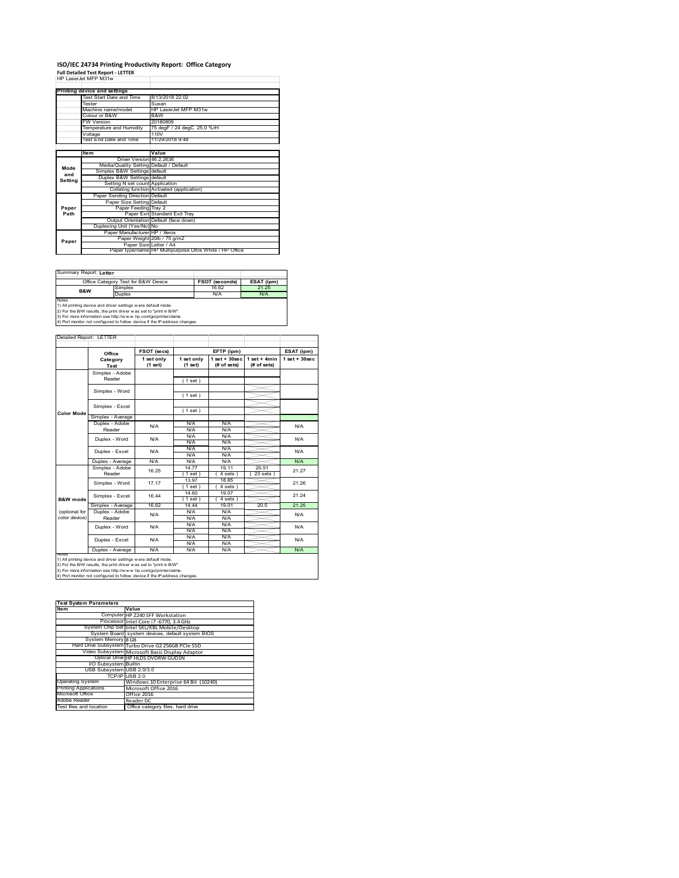# ISO/IEC 24734 Printing Productivity Report: Office Category

**Full Detailed Test Report - LETTER**

HP LaserJet MFP M31w

| Printing device and settings | |
|---|---|
| Test Start Date and Time | 8/13/2018 22:02 |
| Tester | Susan |
| Machine name/model | HP LaserJet MFP M31w |
| Colour or B&W | B&W |
| FW Version | 20180809 |
| Temperature and Humidity | 75 degF / 24 degC 25.0 %rH |
| Voltage | 110V |
| Test End Date and Time | 11/29/2018 9:48 |

| | Item | Value |
|---|---|---|
| Mode and Setting | Driver Version | 46.2.2636 |
| | Media/Quality Setting | Default / Default |
| | Simplex B&W Settings | default |
| | Duplex B&W Settings | default |
| | Setting N set count | Application |
| | Collating function | Activated (application) |
| Paper Path | Paper Sending Direction | Default |
| | Paper Size Setting | Default |
| | Paper Feeding | Tray 2 |
| | Paper Exit | Standard Exit Tray |
| | Output Orientation | Default (face down) |
| | Duplexing Unit (Yes/No) | No |
| Paper | Paper Manufacturer | HP / Xerox |
| | Paper Weight | 20lb / 75 g/m2 |
| | Paper Size | Letter / A4 |
| | Paper type/name | HP Multipurpose Ultra White / HP Office |

Summary Report: **Letter**

| Office Category Test for B&W Device | | FSOT (seconds) | ESAT (ipm) |
|---|---|---|---|
| B&W | Simplex | 16.62 | 21.25 |
| | Duplex | N/A | N/A |

Notes
1) All printing device and driver settings were default mode.
2) For the B/W results, the print driver was set to "print in B/W".
3) For more information see http://www.hp.com/go/printerclaims.
4) Port monitor not configured to follow device if the IP address changes.

Detailed Report: LETTER

| | Office Category Test | FSOT (secs) 1 set only (1 set) | EFTP (ipm) 1 set only (1 set) | EFTP (ipm) 1 set + 30sec (# of sets) | EFTP (ipm) 1 set + 4min (# of sets) | ESAT (ipm) 1 set + 30sec |
|---|---|---|---|---|---|---|
| Color Mode | Simplex - Adobe Reader | | ( 1 set ) | | | |
| | Simplex - Word | | ( 1 set ) | | | |
| | Simplex - Excel | | ( 1 set ) | | | |
| | Simplex - Average | | | | | |
| | Duplex - Adobe Reader | N/A | N/A<br>N/A | N/A<br>N/A | | N/A |
| | Duplex - Word | N/A | N/A<br>N/A | N/A<br>N/A | | N/A |
| | Duplex - Excel | N/A | N/A<br>N/A | N/A<br>N/A | | N/A |
| | Duplex - Average | N/A | N/A | N/A | | N/A |
| B&W mode (optional for color device) | Simplex - Adobe Reader | 16.25 | 14.77<br>( 1 set ) | 19.11<br>( 4 sets ) | 20.51<br>( 23 sets ) | 21.27 |
| | Simplex - Word | 17.17 | 13.97<br>( 1 set ) | 18.85<br>( 4 sets ) | | 21.26 |
| | Simplex - Excel | 16.44 | 14.60<br>( 1 set ) | 19.07<br>( 4 sets ) | | 21.24 |
| | Simplex - Average | 16.62 | 14.44 | 19.01 | 20.5 | 21.25 |
| | Duplex - Adobe Reader | N/A | N/A<br>N/A | N/A<br>N/A | | N/A |
| | Duplex - Word | N/A | N/A<br>N/A | N/A<br>N/A | | N/A |
| | Duplex - Excel | N/A | N/A<br>N/A | N/A<br>N/A | | N/A |
| | Duplex - Average | N/A | N/A | N/A | | N/A |

Notes
1) All printing device and driver settings were default mode.
2) For the B/W results, the print driver was set to "print in B/W".
3) For more information see http://www.hp.com/go/printerclaims.
4) Port monitor not configured to follow device if the IP address changes.

| Test System Parameters | |
|---|---|
| **Item** | **Value** |
| Computer | HP Z240 SFF Workstation |
| Processor | Intel Core i7 -6770, 3.4 GHz |
| System Chip Set | Intel SKL/KBL Mobile/Desktop |
| System Board | system devices, default system BIOS |
| System Memory | 8 GB |
| Hard Drive Subsystem | Turbo Drive G2 256GB PCIe SSD |
| Video Subsystem | Microsoft Basic Display Adaptor |
| Optical Drive | HP HLDS DVDRW GUD1N |
| I/O Subsystem | Builtin |
| USB Subsystem | USB 2.0/3.0 |
| TCP/IP | USB 2.0 |
| Operating System | Windows 10 Enterprise 64 Bit (10240) |
| Printing Applications | Microsoft Office 2016 |
| Microsoft Office | Office 2016 |
| Adobe Reader | Reader DC |
| Test files and location | Office category files, hard drive |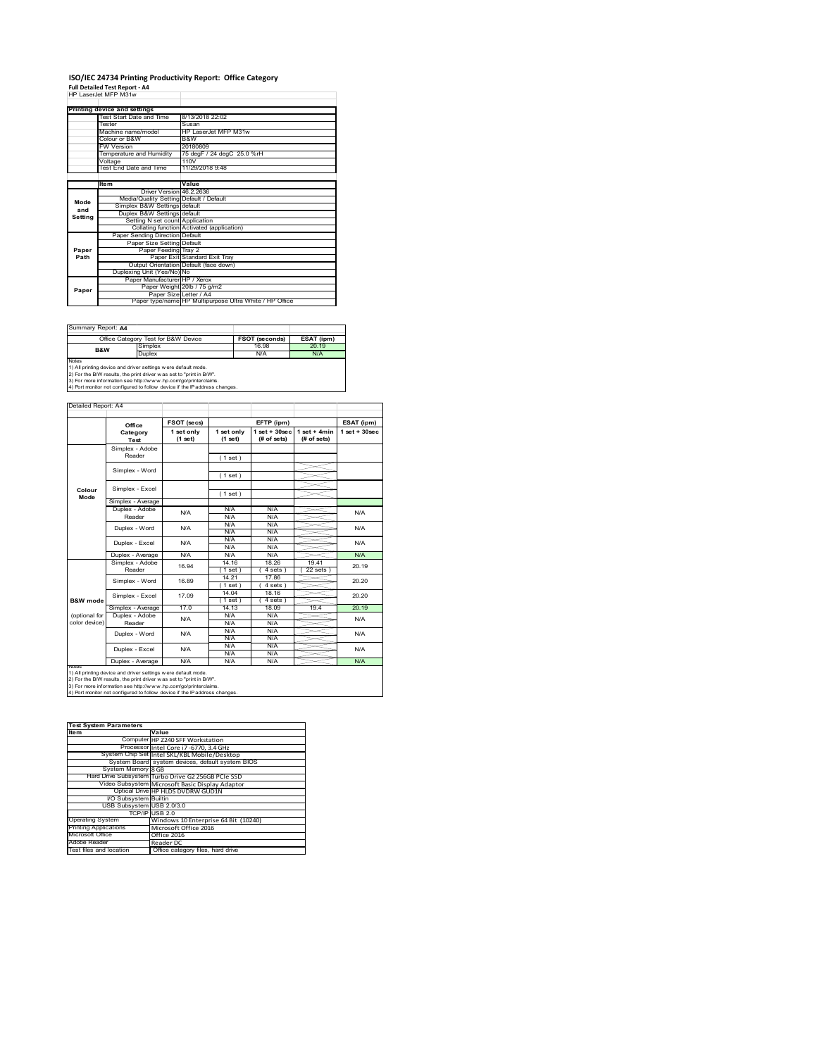# ISO/IEC 24734 Printing Productivity Report: Office Category

**Full Detailed Test Report - A4**

HP LaserJet MFP M31w

| Printing device and settings | |
|---|---|
| Test Start Date and Time | 8/13/2018 22:02 |
| Tester | Susan |
| Machine name/model | HP LaserJet MFP M31w |
| Colour or B&W | B&W |
| FW Version | 20180809 |
| Temperature and Humidity | 75 degF / 24 degC 25.0 %rH |
| Voltage | 110V |
| Test End Date and Time | 11/29/2018 9:48 |

| | Item | Value |
|---|---|---|
| Mode and Setting | Driver Version | 46.2.2636 |
| | Media/Quality Setting | Default / Default |
| | Simplex B&W Settings | default |
| | Duplex B&W Settings | default |
| | Setting N set count | Application |
| | Collating function | Activated (application) |
| Paper Path | Paper Sending Direction | Default |
| | Paper Size Setting | Default |
| | Paper Feeding | Tray 2 |
| | Paper Exit | Standard Exit Tray |
| | Output Orientation | Default (face down) |
| | Duplexing Unit (Yes/No) | No |
| Paper | Paper Manufacturer | HP / Xerox |
| | Paper Weight | 20lb / 75 g/m2 |
| | Paper Size | Letter / A4 |
| | Paper type/name | HP Multipurpose Ultra White / HP Office |

Summary Report: **A4**

| Office Category Test for B&W Device | | FSOT (seconds) | ESAT (ipm) |
|---|---|---|---|
| B&W | Simplex | 16.98 | 20.19 |
| | Duplex | N/A | N/A |

Notes
1) All printing device and driver settings were default mode.
2) For the B/W results, the print driver was set to "print in B/W".
3) For more information see http://www.hp.com/go/printerclaims.
4) Port monitor not configured to follow device if the IP address changes.

Detailed Report: A4

| | Office Category Test | FSOT (secs) 1 set only (1 set) | EFTP (ipm) 1 set only (1 set) | EFTP (ipm) 1 set + 30sec (# of sets) | EFTP (ipm) 1 set + 4min (# of sets) | ESAT (ipm) 1 set + 30sec |
|---|---|---|---|---|---|---|
| Colour Mode | Simplex - Adobe Reader | | (1 set) | | | |
| | Simplex - Word | | (1 set) | | | |
| | Simplex - Excel | | (1 set) | | | |
| | Simplex - Average | | | | | |
| | Duplex - Adobe Reader | N/A | N/A<br>N/A | N/A<br>N/A | | N/A |
| | Duplex - Word | N/A | N/A<br>N/A | N/A<br>N/A | | N/A |
| | Duplex - Excel | N/A | N/A<br>N/A | N/A<br>N/A | | N/A |
| | Duplex - Average | N/A | N/A | N/A | | N/A |
| B&W mode | Simplex - Adobe Reader | 16.94 | 14.16<br>(1 set) | 18.26<br>(4 sets) | 19.41<br>(22 sets) | 20.19 |
| | Simplex - Word | 16.89 | 14.21<br>(1 set) | 17.86<br>(4 sets) | | 20.20 |
| | Simplex - Excel | 17.09 | 14.04<br>(1 set) | 18.16<br>(4 sets) | | 20.20 |
| | Simplex - Average | 17.0 | 14.13 | 18.09 | 19.4 | 20.19 |
| (optional for color device) | Duplex - Adobe Reader | N/A | N/A<br>N/A | N/A<br>N/A | | N/A |
| | Duplex - Word | N/A | N/A<br>N/A | N/A<br>N/A | | N/A |
| | Duplex - Excel | N/A | N/A<br>N/A | N/A<br>N/A | | N/A |
| | Duplex - Average | N/A | N/A | N/A | | N/A |

Notes
1) All printing device and driver settings were default mode.
2) For the B/W results, the print driver was set to "print in B/W".
3) For more information see http://www.hp.com/go/printerclaims.
4) Port monitor not configured to follow device if the IP address changes.

| Test System Parameters | |
|---|---|
| **Item** | **Value** |
| Computer | HP Z240 SFF Workstation |
| Processor | Intel Core i7 -6770, 3.4 GHz |
| System Chip Set | Intel SKL/KBL Mobile/Desktop |
| System Board | system devices, default system BIOS |
| System Memory | 8 GB |
| Hard Drive Subsystem | Turbo Drive G2 256GB PCIe SSD |
| Video Subsystem | Microsoft Basic Display Adaptor |
| Optical Drive | HP HLDS DVDRW GUD1N |
| I/O Subsystem | Builtin |
| USB Subsystem | USB 2.0/3.0 |
| TCP/IP | USB 2.0 |
| Operating System | Windows 10 Enterprise 64 Bit (10240) |
| Printing Applications | Microsoft Office 2016 |
| Microsoft Office | Office 2016 |
| Adobe Reader | Reader DC |
| Test files and location | Office category files, hard drive |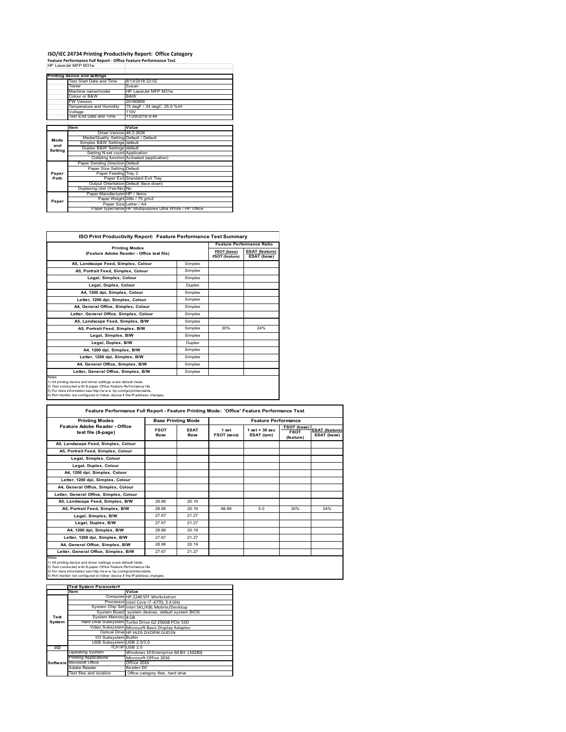# ISO/IEC 24734 Printing Productivity Report: Office Category

**Feature Performance Full Report - Office Feature Performance Test**

HP LaserJet MFP M31w

| Printing device and settings | |
|---|---|
| Test Start Date and Time | 8/13/2018 22:02 |
| Tester | Susan |
| Machine name/model | HP LaserJet MFP M31w |
| Colour or B&W | B&W |
| FW Version | 20180809 |
| Temperature and Humidity | 75 degF / 24 degC 25.0 %rH |
| Voltage | 110V |
| Test End Date and Time | 11/29/2018 9:48 |

| | Item | Value |
|---|---|---|
| Mode and Setting | Driver Version | 46.2.2636 |
| | Media/Quality Setting | Default / Default |
| | Simplex B&W Settings | default |
| | Duplex B&W Settings | default |
| | Setting N set count | Application |
| | Collating function | Activated (application) |
| Paper Path | Paper Sending Direction | Default |
| | Paper Size Setting | Default |
| | Paper Feeding | Tray 2 |
| | Paper Exit | Standard Exit Tray |
| | Output Orientation | Default (face down) |
| | Duplexing Unit (Yes/No) | No |
| Paper | Paper Manufacturer | HP / Xerox |
| | Paper Weight | 20lb / 75 g/m2 |
| | Paper Size | Letter / A4 |
| | Paper type/name | HP Multipurpose Ultra White / HP Office |

## ISO Print Productivity Report: Feature Performance Test Summary

| Printing Modes (Feature Adobe Reader - Office test file) | | Feature Performance Ratio: FSOT (base) / FSOT (feature) | Feature Performance Ratio: ESAT (feature) / ESAT (base) |
|---|---|---|---|
| A5, Landscape Feed, Simplex, Colour | Simplex | | |
| A5, Portrait Feed, Simplex, Colour | Simplex | | |
| Legal, Simplex, Colour | Simplex | | |
| Legal, Duplex, Colour | Duplex | | |
| A4, 1200 dpi, Simplex, Colour | Simplex | | |
| Letter, 1200 dpi, Simplex, Colour | Simplex | | |
| A4, General Office, Simplex, Colour | Simplex | | |
| Letter, General Office, Simplex, Colour | Simplex | | |
| A5, Landscape Feed, Simplex, B/W | Simplex | | |
| A5, Portrait Feed, Simplex, B/W | Simplex | 30% | 24% |
| Legal, Simplex, B/W | Simplex | | |
| Legal, Duplex, B/W | Duplex | | |
| A4, 1200 dpi, Simplex, B/W | Simplex | | |
| Letter, 1200 dpi, Simplex, B/W | Simplex | | |
| A4, General Office, Simplex, B/W | Simplex | | |
| Letter, General Office, Simplex, B/W | Simplex | | |

Notes
1) All printing device and driver settings were default mode.
2) Test conducted with 8-paper Office Feature Performance file.
3) For more information see http://www.hp.com/go/printerclaims.
4) Port monitor not configured to follow device if the IP address changes.

## Feature Performance Full Report - Feature Printing Mode: 'Office' Feature Performance Test

| Printing Modes: Feature Adobe Reader - Office test file (8-page) | Base Printing Mode: FSOT Base | Base Printing Mode: ESAT Base | Feature Performance: 1 set FSOT (secs) | Feature Performance: 1 set + 30 sec ESAT (ipm) | Feature Performance: FSOT (base) / FSOT (feature) | Feature Performance: ESAT (feature) / ESAT (base) |
|---|---|---|---|---|---|---|
| A5, Landscape Feed, Simplex, Colour | | | | | | |
| A5, Portrait Feed, Simplex, Colour | | | | | | |
| Legal, Simplex, Colour | | | | | | |
| Legal, Duplex, Colour | | | | | | |
| A4, 1200 dpi, Simplex, Colour | | | | | | |
| Letter, 1200 dpi, Simplex, Colour | | | | | | |
| A4, General Office, Simplex, Colour | | | | | | |
| Letter, General Office, Simplex, Colour | | | | | | |
| A5, Landscape Feed, Simplex, B/W | 28.86 | 20.19 | | | | |
| A5, Portrait Feed, Simplex, B/W | 28.86 | 20.19 | 98.89 | 5.0 | 30% | 24% |
| Legal, Simplex, B/W | 27.67 | 21.27 | | | | |
| Legal, Duplex, B/W | 27.67 | 21.27 | | | | |
| A4, 1200 dpi, Simplex, B/W | 28.86 | 20.19 | | | | |
| Letter, 1200 dpi, Simplex, B/W | 27.67 | 21.27 | | | | |
| A4, General Office, Simplex, B/W | 28.86 | 20.19 | | | | |
| Letter, General Office, Simplex, B/W | 27.67 | 21.27 | | | | |

Notes
1) All printing device and driver settings were default mode.
2) Test conducted with 8-paper Office Feature Performance file
3) For more information see http://www.hp.com/go/printerclaims.
4) Port monitor not configured to follow device if the IP address changes.

| | Test System Parameters | |
|---|---|---|
| | Item | Value |
| Test System | Computer | HP Z240 SFF Workstation |
| | Processor | Intel Core i7 -6770, 3.4 GHz |
| | System Chip Set | Intel SKL/KBL Mobile/Desktop |
| | System Board | system devices, default system BIOS |
| | System Memory | 8 GB |
| | Hard Drive Subsystem | Turbo Drive G2 256GB PCIe SSD |
| | Video Subsystem | Microsoft Basic Display Adaptor |
| | Optical Drive | HP HLDS DVDRW GUD1N |
| | I/O Subsystem | Builtin |
| | USB Subsystem | USB 2.0/3.0 |
| I/O | TCP/IP | USB 2.0 |
| Software | Operating System | Windows 10 Enterprise 64 Bit (10240) |
| | Printing Applications | Microsoft Office 2016 |
| | Microsoft Office | Office 2016 |
| | Adobe Reader | Reader DC |
| | Test files and location | Office category files, hard drive |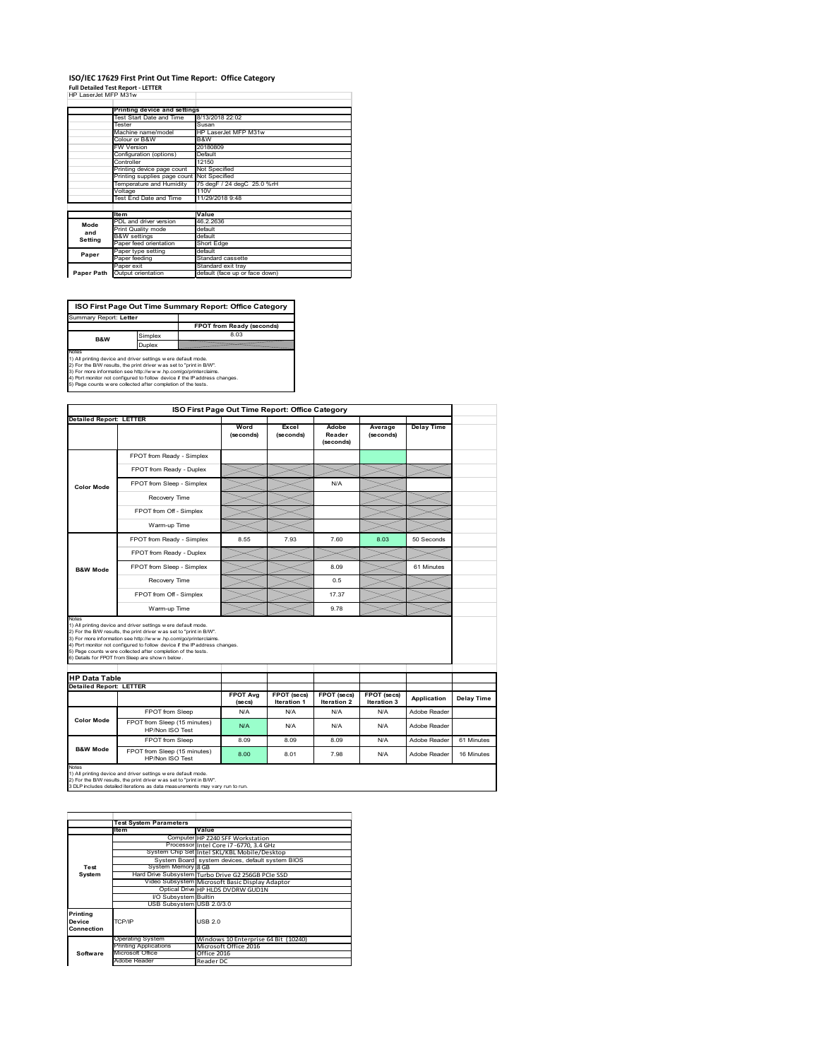# ISO/IEC 17629 First Print Out Time Report: Office Category

**Full Detailed Test Report - LETTER**

HP LaserJet MFP M31w

| | Printing device and settings | |
|---|---|---|
| | Test Start Date and Time | 8/13/2018 22:02 |
| | Tester | Susan |
| | Machine name/model | HP LaserJet MFP M31w |
| | Colour or B&W | B&W |
| | FW Version | 20180809 |
| | Configuration (options) | Default |
| | Controller | 12150 |
| | Printing device page count | Not Specified |
| | Printing supplies page count | Not Specified |
| | Temperature and Humidity | 75 degF / 24 degC 25.0 %rH |
| | Voltage | 110V |
| | Test End Date and Time | 11/29/2018 9:48 |

| | Item | Value |
|---|---|---|
| Mode and Setting | PDL and driver version | 46.2.2636 |
| | Print Quality mode | default |
| | B&W settings | default |
| | Paper feed orientation | Short Edge |
| Paper | Paper type setting | default |
| | Paper feeding | Standard cassette |
| | Paper exit | Standard exit tray |
| Paper Path | Output orientation | default (face up or face down) |

| ISO First Page Out Time Summary Report: Office Category | | |
|---|---|---|
| Summary Report: **Letter** | | |
| | | FPOT from Ready (seconds) |
| B&W | Simplex | 8.03 |
| | Duplex | |

Notes
1) All printing device and driver settings were default mode.
2) For the B/W results, the print driver was set to "print in B/W".
3) For more information see http://www.hp.com/go/printerclaims.
4) Port monitor not configured to follow device if the IP address changes.
5) Page counts were collected after completion of the tests.

| ISO First Page Out Time Report: Office Category | | | | | | |
|---|---|---|---|---|---|---|
| **Detailed Report: LETTER** | | Word (seconds) | Excel (seconds) | Adobe Reader (seconds) | Average (seconds) | Delay Time |
| Color Mode | FPOT from Ready - Simplex | | | | | |
| | FPOT from Ready - Duplex | | | | | |
| | FPOT from Sleep - Simplex | | | N/A | | |
| | Recovery Time | | | | | |
| | FPOT from Off - Simplex | | | | | |
| | Warm-up Time | | | | | |
| B&W Mode | FPOT from Ready - Simplex | 8.55 | 7.93 | 7.60 | 8.03 | 50 Seconds |
| | FPOT from Ready - Duplex | | | | | |
| | FPOT from Sleep - Simplex | | | 8.09 | | 61 Minutes |
| | Recovery Time | | | 0.5 | | |
| | FPOT from Off - Simplex | | | 17.37 | | |
| | Warm-up Time | | | 9.78 | | |

Notes
1) All printing device and driver settings were default mode.
2) For the B/W results, the print driver was set to "print in B/W".
3) For more information see http://www.hp.com/go/printerclaims.
4) Port monitor not configured to follow device if the IP address changes.
5) Page counts were collected after completion of the tests.
6) Details for FPOT from Sleep are shown below.

| HP Data Table | | | | | | | |
|---|---|---|---|---|---|---|---|
| **Detailed Report: LETTER** | | FPOT Avg (secs) | FPOT (secs) Iteration 1 | FPOT (secs) Iteration 2 | FPOT (secs) Iteration 3 | Application | Delay Time |
| Color Mode | FPOT from Sleep | N/A | N/A | N/A | N/A | Adobe Reader | |
| | FPOT from Sleep (15 minutes) HP/Non ISO Test | N/A | N/A | N/A | N/A | Adobe Reader | |
| B&W Mode | FPOT from Sleep | 8.09 | 8.09 | 8.09 | N/A | Adobe Reader | 61 Minutes |
| | FPOT from Sleep (15 minutes) HP/Non ISO Test | 8.00 | 8.01 | 7.98 | N/A | Adobe Reader | 16 Minutes |

Notes
1) All printing device and driver settings were default mode.
2) For the B/W results, the print driver was set to "print in B/W".
3 DLP includes detailed iterations as data measurements may vary run to run.

| | Test System Parameters | |
|---|---|---|
| | Item | Value |
| Test System | Computer | HP Z240 SFF Workstation |
| | Processor | Intel Core i7 -6770, 3.4 GHz |
| | System Chip Set | Intel SKL/KBL Mobile/Desktop |
| | System Board | system devices, default system BIOS |
| | System Memory | 8 GB |
| | Hard Drive Subsystem | Turbo Drive G2 256GB PCIe SSD |
| | Video Subsystem | Microsoft Basic Display Adaptor |
| | Optical Drive | HP HLDS DVDRW GUD1N |
| | I/O Subsystem | Builtin |
| | USB Subsystem | USB 2.0/3.0 |
| Printing Device Connection | TCP/IP | USB 2.0 |
| Software | Operating System | Windows 10 Enterprise 64 Bit (10240) |
| | Printing Applications | Microsoft Office 2016 |
| | Microsoft Office | Office 2016 |
| | Adobe Reader | Reader DC |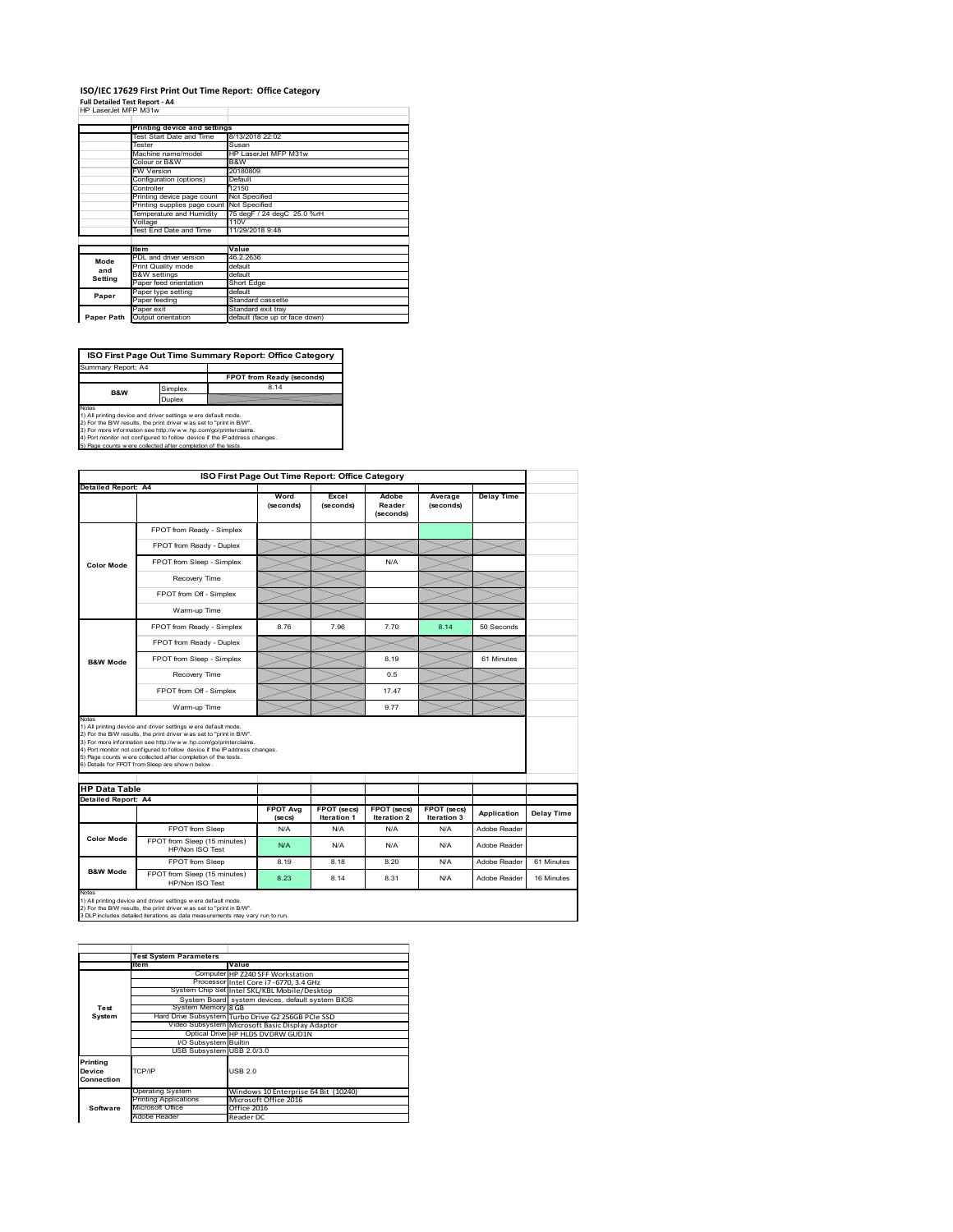# ISO/IEC 17629 First Print Out Time Report: Office Category

**Full Detailed Test Report - A4**

HP LaserJet MFP M31w

| | Printing device and settings | |
|---|---|---|
| | Test Start Date and Time | 8/13/2018 22:02 |
| | Tester | Susan |
| | Machine name/model | HP LaserJet MFP M31w |
| | Colour or B&W | B&W |
| | FW Version | 20180809 |
| | Configuration (options) | Default |
| | Controller | 12150 |
| | Printing device page count | Not Specified |
| | Printing supplies page count | Not Specified |
| | Temperature and Humidity | 75 degF / 24 degC 25.0 %rH |
| | Voltage | 110V |
| | Test End Date and Time | 11/29/2018 9:48 |

| | Item | Value |
|---|---|---|
| Mode and Setting | PDL and driver version | 46.2.2636 |
| | Print Quality mode | default |
| | B&W settings | default |
| | Paper feed orientation | Short Edge |
| Paper | Paper type setting | default |
| | Paper feeding | Standard cassette |
| | Paper exit | Standard exit tray |
| Paper Path | Output orientation | default (face up or face down) |

## ISO First Page Out Time Summary Report: Office Category

Summary Report: A4

| | | FPOT from Ready (seconds) |
|---|---|---|
| B&W | Simplex | 8.14 |
| | Duplex | |

Notes
1) All printing device and driver settings were default mode.
2) For the B/W results, the print driver was set to "print in B/W".
3) For more information see http://www.hp.com/go/printerclaims.
4) Port monitor not configured to follow device if the IP address changes.
5) Page counts were collected after completion of the tests.

## ISO First Page Out Time Report: Office Category

Detailed Report: A4

| | | Word (seconds) | Excel (seconds) | Adobe Reader (seconds) | Average (seconds) | Delay Time |
|---|---|---|---|---|---|---|
| Color Mode | FPOT from Ready - Simplex | | | | | |
| | FPOT from Ready - Duplex | | | | | |
| | FPOT from Sleep - Simplex | | | N/A | | |
| | Recovery Time | | | | | |
| | FPOT from Off - Simplex | | | | | |
| | Warm-up Time | | | | | |
| B&W Mode | FPOT from Ready - Simplex | 8.76 | 7.96 | 7.70 | 8.14 | 50 Seconds |
| | FPOT from Ready - Duplex | | | | | |
| | FPOT from Sleep - Simplex | | | 8.19 | | 61 Minutes |
| | Recovery Time | | | 0.5 | | |
| | FPOT from Off - Simplex | | | 17.47 | | |
| | Warm-up Time | | | 9.77 | | |

Notes
1) All printing device and driver settings were default mode.
2) For the B/W results, the print driver was set to "print in B/W".
3) For more information see http://www.hp.com/go/printerclaims.
4) Port monitor not configured to follow device if the IP address changes.
5) Page counts were collected after completion of the tests.
6) Details for FPOT from Sleep are shown below.

## HP Data Table

Detailed Report: A4

| | | FPOT Avg (secs) | FPOT (secs) Iteration 1 | FPOT (secs) Iteration 2 | FPOT (secs) Iteration 3 | Application | Delay Time |
|---|---|---|---|---|---|---|---|
| Color Mode | FPOT from Sleep | N/A | N/A | N/A | N/A | Adobe Reader | |
| | FPOT from Sleep (15 minutes) HP/Non ISO Test | N/A | N/A | N/A | N/A | Adobe Reader | |
| B&W Mode | FPOT from Sleep | 8.19 | 8.18 | 8.20 | N/A | Adobe Reader | 61 Minutes |
| | FPOT from Sleep (15 minutes) HP/Non ISO Test | 8.23 | 8.14 | 8.31 | N/A | Adobe Reader | 16 Minutes |

Notes
1) All printing device and driver settings were default mode.
2) For the B/W results, the print driver was set to "print in B/W".
3 DLP includes detailed iterations as data measurements may vary run to run.

| | Test System Parameters | |
|---|---|---|
| | Item | Value |
| Test System | Computer | HP Z240 SFF Workstation |
| | Processor | Intel Core i7 -6770, 3.4 GHz |
| | System Chip Set | Intel SKL/KBL Mobile/Desktop |
| | System Board | system devices, default system BIOS |
| | System Memory | 8 GB |
| | Hard Drive Subsystem | Turbo Drive G2 256GB PCIe SSD |
| | Video Subsystem | Microsoft Basic Display Adaptor |
| | Optical Drive | HP HLDS DVDRW GUD1N |
| | I/O Subsystem | Builtin |
| | USB Subsystem | USB 2.0/3.0 |
| Printing Device Connection | TCP/IP | USB 2.0 |
| Software | Operating System | Windows 10 Enterprise 64 Bit (10240) |
| | Printing Applications | Microsoft Office 2016 |
| | Microsoft Office | Office 2016 |
| | Adobe Reader | Reader DC |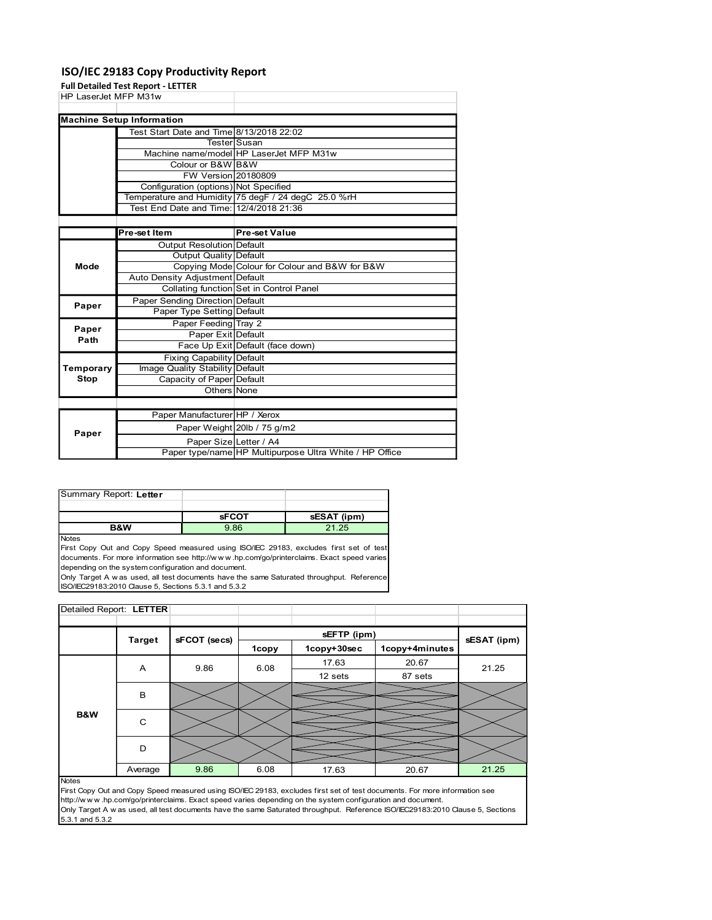# ISO/IEC 29183 Copy Productivity Report

**Full Detailed Test Report - LETTER**

HP LaserJet MFP M31w

| Machine Setup Information | | |
|---|---|---|
| | Test Start Date and Time | 8/13/2018 22:02 |
| | Tester | Susan |
| | Machine name/model | HP LaserJet MFP M31w |
| | Colour or B&W | B&W |
| | FW Version | 20180809 |
| | Configuration (options) | Not Specified |
| | Temperature and Humidity | 75 degF / 24 degC 25.0 %rH |
| | Test End Date and Time: | 12/4/2018 21:36 |

| | Pre-set Item | Pre-set Value |
|---|---|---|
| Mode | Output Resolution | Default |
| | Output Quality | Default |
| | Copying Mode | Colour for Colour and B&W for B&W |
| | Auto Density Adjustment | Default |
| | Collating function | Set in Control Panel |
| Paper | Paper Sending Direction | Default |
| | Paper Type Setting | Default |
| Paper Path | Paper Feeding | Tray 2 |
| | Paper Exit | Default |
| | Face Up Exit | Default (face down) |
| Temporary Stop | Fixing Capability | Default |
| | Image Quality Stability | Default |
| | Capacity of Paper | Default |
| | Others | None |

| | | |
|---|---|---|
| Paper | Paper Manufacturer | HP / Xerox |
| | Paper Weight | 20lb / 75 g/m2 |
| | Paper Size | Letter / A4 |
| | Paper type/name | HP Multipurpose Ultra White / HP Office |

Summary Report: **Letter**

| | sFCOT | sESAT (ipm) |
|---|---|---|
| B&W | 9.86 | 21.25 |

Notes
First Copy Out and Copy Speed measured using ISO/IEC 29183, excludes first set of test documents. For more information see http://www.hp.com/go/printerclaims. Exact speed varies depending on the system configuration and document.
Only Target A was used, all test documents have the same Saturated throughput. Reference ISO/IEC29183:2010 Clause 5, Sections 5.3.1 and 5.3.2

Detailed Report: **LETTER**

| | Target | sFCOT (secs) | sEFTP (ipm) | | | sESAT (ipm) |
|---|---|---|---|---|---|---|
| | | | 1copy | 1copy+30sec | 1copy+4minutes | |
| B&W | A | 9.86 | 6.08 | 17.63 | 20.67 | 21.25 |
| | | | | 12 sets | 87 sets | |
| | B | | | | | |
| | C | | | | | |
| | D | | | | | |
| | Average | 9.86 | 6.08 | 17.63 | 20.67 | 21.25 |

Notes
First Copy Out and Copy Speed measured using ISO/IEC 29183, excludes first set of test documents. For more information see http://www.hp.com/go/printerclaims. Exact speed varies depending on the system configuration and document.
Only Target A was used, all test documents have the same Saturated throughput. Reference ISO/IEC29183:2010 Clause 5, Sections 5.3.1 and 5.3.2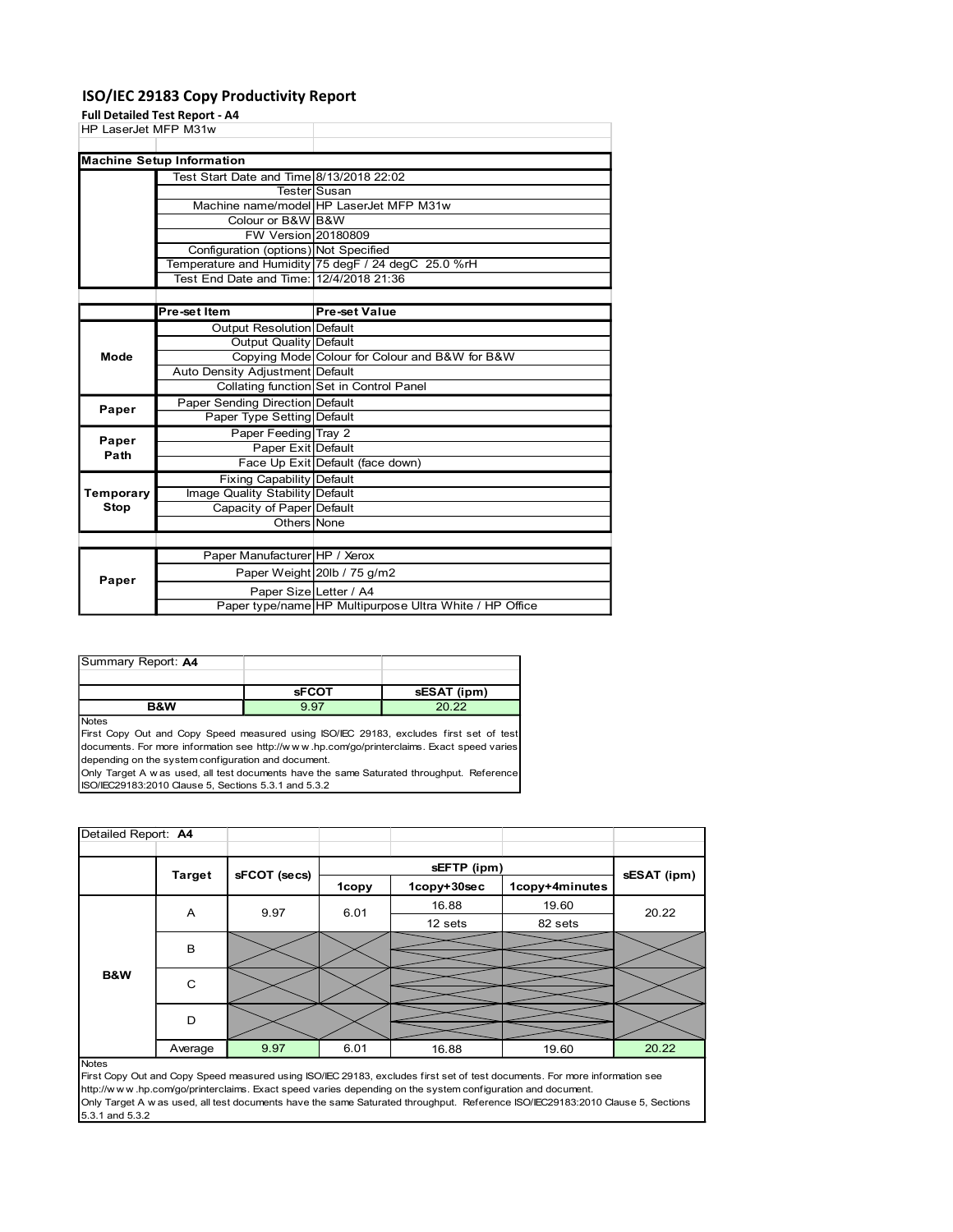# ISO/IEC 29183 Copy Productivity Report

**Full Detailed Test Report - A4**

HP LaserJet MFP M31w

| | | |
|---|---|---|
| **Machine Setup Information** | | |
| | Test Start Date and Time | 8/13/2018 22:02 |
| | Tester | Susan |
| | Machine name/model | HP LaserJet MFP M31w |
| | Colour or B&W | B&W |
| | FW Version | 20180809 |
| | Configuration (options) | Not Specified |
| | Temperature and Humidity | 75 degF / 24 degC 25.0 %rH |
| | Test End Date and Time: | 12/4/2018 21:36 |
| | **Pre-set Item** | **Pre-set Value** |
| Mode | Output Resolution | Default |
| | Output Quality | Default |
| | Copying Mode | Colour for Colour and B&W for B&W |
| | Auto Density Adjustment | Default |
| | Collating function | Set in Control Panel |
| Paper | Paper Sending Direction | Default |
| | Paper Type Setting | Default |
| Paper Path | Paper Feeding | Tray 2 |
| | Paper Exit | Default |
| | Face Up Exit | Default (face down) |
| Temporary Stop | Fixing Capability | Default |
| | Image Quality Stability | Default |
| | Capacity of Paper | Default |
| | Others | None |
| Paper | Paper Manufacturer | HP / Xerox |
| | Paper Weight | 20lb / 75 g/m2 |
| | Paper Size | Letter / A4 |
| | Paper type/name | HP Multipurpose Ultra White / HP Office |

Summary Report: **A4**

| | sFCOT | sESAT (ipm) |
|---|---|---|
| **B&W** | 9.97 | 20.22 |

Notes

First Copy Out and Copy Speed measured using ISO/IEC 29183, excludes first set of test documents. For more information see http://www.hp.com/go/printerclaims. Exact speed varies depending on the system configuration and document.

Only Target A was used, all test documents have the same Saturated throughput. Reference ISO/IEC29183:2010 Clause 5, Sections 5.3.1 and 5.3.2

Detailed Report: **A4**

| | Target | sFCOT (secs) | sEFTP (ipm) | | | sESAT (ipm) |
|---|---|---|---|---|---|---|
| | | | 1copy | 1copy+30sec | 1copy+4minutes | |
| B&W | A | 9.97 | 6.01 | 16.88 | 19.60 | 20.22 |
| | | | | 12 sets | 82 sets | |
| | B | | | | | |
| | C | | | | | |
| | D | | | | | |
| | Average | 9.97 | 6.01 | 16.88 | 19.60 | 20.22 |

Notes

First Copy Out and Copy Speed measured using ISO/IEC 29183, excludes first set of test documents. For more information see http://www.hp.com/go/printerclaims. Exact speed varies depending on the system configuration and document.

Only Target A was used, all test documents have the same Saturated throughput. Reference ISO/IEC29183:2010 Clause 5, Sections 5.3.1 and 5.3.2